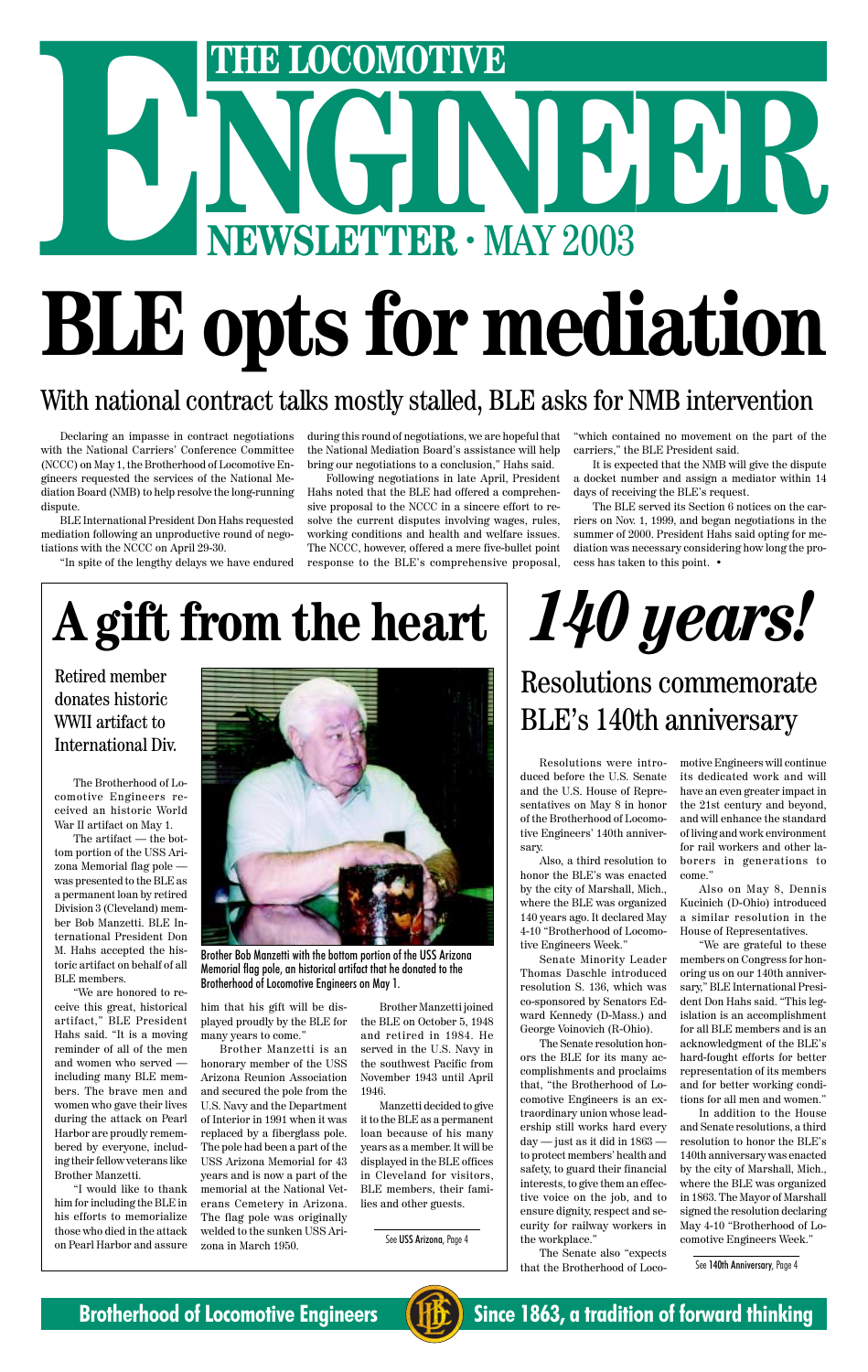# THE LOCOMOTIVE ENGINEER

## NEWSLETTER · MAY 2003

# BLE opts for mediation

## With national contract talks mostly stalled, BLE asks for NMB intervention

Declaring an impasse in contract negotiations with the National Carriers' Conference Committee (NCCC) on May 1, the Brotherhood of Locomotive Engineers requested the services of the National Mediation Board (NMB) to help resolve the long-running dispute.

BLE International President Don Hahs requested mediation following an unproductive round of negotiations with the NCCC on April 29-30.

"In spite of the lengthy delays we have endured during this round of negotiations, we are hopeful that the National Mediation Board's assistance will help bring our negotiations to a conclusion," Hahs said.

Following negotiations in late April, President Hahs noted that the BLE had offered a comprehensive proposal to the NCCC in a sincere effort to resolve the current disputes involving wages, rules, working conditions and health and welfare issues. The NCCC, however, offered a mere five-bullet point response to the BLE's comprehensive proposal, "which contained no movement on the part of the carriers," the BLE President said.

It is expected that the NMB will give the dispute a docket number and assign a mediator within 14 days of receiving the BLE's request.

The BLE served its Section 6 notices on the carriers on Nov. 1, 1999, and began negotiations in the summer of 2000. President Hahs said opting for mediation was necessary considering how long the process has taken to this point. •

# A gift from the heart

## Retired member donates historic WWII artifact to International Div.

Brother Bob Manzetti with the bottom portion of the USS Arizona Memorial flag pole, an historical artifact that he donated to the Brotherhood of Locomotive Engineers on May 1.

The Brotherhood of Locomotive Engineers received an historic World War II artifact on May 1.

The artifact — the bottom portion of the USS Arizona Memorial flag pole — was presented to the BLE as a permanent loan by retired Division 3 (Cleveland) member Bob Manzetti. BLE International President Don M. Hahs accepted the historic artifact on behalf of all BLE members.

"We are honored to receive this great, historical artifact," BLE President Hahs said. "It is a moving reminder of all of the men and women who served — including many BLE members. The brave men and women who gave their lives during the attack on Pearl Harbor are proudly remembered by everyone, including their fellow veterans like Brother Manzetti.

"I would like to thank him for including the BLE in his efforts to memorialize those who died in the attack on Pearl Harbor and assure him that his gift will be displayed proudly by the BLE for many years to come."

Brother Manzetti is an honorary member of the USS Arizona Reunion Association and secured the pole from the U.S. Navy and the Department of Interior in 1991 when it was replaced by a fiberglass pole. The pole had been a part of the USS Arizona Memorial for 43 years and is now a part of the memorial at the National Veterans Cemetery in Arizona. The flag pole was originally welded to the sunken USS Arizona in March 1950.

Brother Manzetti joined the BLE on October 5, 1948 and retired in 1984. He served in the U.S. Navy in the southwest Pacific from November 1943 until April 1946.

Manzetti decided to give it to the BLE as a permanent loan because of his many years as a member. It will be displayed in the BLE offices in Cleveland for visitors, BLE members, their families and other guests.

See USS Arizona, Page 4

# *140 years!*

## Resolutions commemorate BLE's 140th anniversary

Resolutions were introduced before the U.S. Senate and the U.S. House of Representatives on May 8 in honor of the Brotherhood of Locomotive Engineers' 140th anniversary.

Also, a third resolution to honor the BLE's was enacted by the city of Marshall, Mich., where the BLE was organized 140 years ago. It declared May 4-10 "Brotherhood of Locomotive Engineers Week."

Senate Minority Leader Thomas Daschle introduced resolution S. 136, which was co-sponsored by Senators Edward Kennedy (D-Mass.) and George Voinovich (R-Ohio).

The Senate resolution honors the BLE for its many accomplishments and proclaims that, "the Brotherhood of Locomotive Engineers is an extraordinary union whose leadership still works hard every day — just as it did in 1863 — to protect members' health and safety, to guard their financial interests, to give them an effective voice on the job, and to ensure dignity, respect and security for railway workers in the workplace."

The Senate also "expects that the Brotherhood of Locomotive Engineers will continue its dedicated work and will have an even greater impact in the 21st century and beyond, and will enhance the standard of living and work environment for rail workers and other laborers in generations to come."

Also on May 8, Dennis Kucinich (D-Ohio) introduced a similar resolution in the House of Representatives.

"We are grateful to these members on Congress for honoring us on our 140th anniversary," BLE International President Don Hahs said. "This legislation is an accomplishment for all BLE members and is an acknowledgment of the BLE's hard-fought efforts for better representation of its members and for better working conditions for all men and women."

In addition to the House and Senate resolutions, a third resolution to honor the BLE's 140th anniversary was enacted by the city of Marshall, Mich., where the BLE was organized in 1863. The Mayor of Marshall signed the resolution declaring May 4-10 "Brotherhood of Locomotive Engineers Week."

See 140th Anniversary, Page 4

**Brotherhood of Locomotive Engineers** — **Since 1863, a tradition of forward thinking**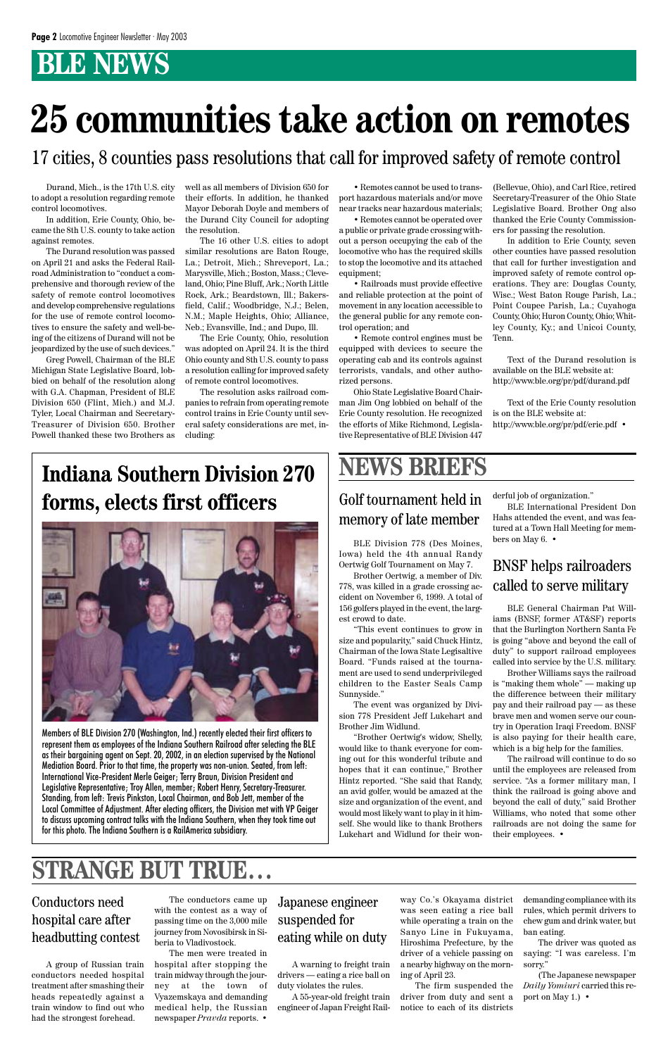# BLE NEWS

# 25 communities take action on remotes

## 17 cities, 8 counties pass resolutions that call for improved safety of remote control

Durand, Mich., is the 17th U.S. city to adopt a resolution regarding remote control locomotives.

In addition, Erie County, Ohio, became the 8th U.S. county to take action against remotes.

The Durand resolution was passed on April 21 and asks the Federal Railroad Administration to "conduct a comprehensive and thorough review of the safety of remote control locomotives and develop comprehensive regulations for the use of remote control locomotives to ensure the safety and well-being of the citizens of Durand will not be jeopardized by the use of such devices."

Greg Powell, Chairman of the BLE Michigan State Legislative Board, lobbied on behalf of the resolution along with G.A. Chapman, President of BLE Division 650 (Flint, Mich.) and M.J. Tyler, Local Chairman and Secretary-Treasurer of Division 650. Brother Powell thanked these two Brothers as well as all members of Division 650 for their efforts. In addition, he thanked Mayor Deborah Doyle and members of the Durand City Council for adopting the resolution.

The 16 other U.S. cities to adopt similar resolutions are Baton Rouge, La.; Detroit, Mich.; Shreveport, La.; Marysville, Mich.; Boston, Mass.; Cleveland, Ohio; Pine Bluff, Ark.; North Little Rock, Ark.; Beardstown, Ill.; Bakersfield, Calif.; Woodbridge, N.J.; Belen, N.M.; Maple Heights, Ohio; Alliance, Neb.; Evansville, Ind.; and Dupo, Ill.

The Erie County, Ohio, resolution was adopted on April 24. It is the third Ohio county and 8th U.S. county to pass a resolution calling for improved safety of remote control locomotives.

The resolution asks railroad companies to refrain from operating remote control trains in Erie County until several safety considerations are met, including:

- Remotes cannot be used to transport hazardous materials and/or move near tracks near hazardous materials;
- Remotes cannot be operated over a public or private grade crossing without a person occupying the cab of the locomotive who has the required skills to stop the locomotive and its attached equipment;
- Railroads must provide effective and reliable protection at the point of movement in any location accessible to the general public for any remote control operation; and
- Remote control engines must be equipped with devices to secure the operating cab and its controls against terrorists, vandals, and other authorized persons.

Ohio State Legislative Board Chairman Jim Ong lobbied on behalf of the Erie County resolution. He recognized the efforts of Mike Richmond, Legislative Representative of BLE Division 447 (Bellevue, Ohio), and Carl Rice, retired Secretary-Treasurer of the Ohio State Legislative Board. Brother Ong also thanked the Erie County Commissioners for passing the resolution.

In addition to Erie County, seven other counties have passed resolution that call for further investigation and improved safety of remote control operations. They are: Douglas County, Wisc.; West Baton Rouge Parish, La.; Point Coupee Parish, La.; Cuyahoga County, Ohio; Huron County, Ohio; Whitley County, Ky.; and Unicoi County, Tenn.

Text of the Durand resolution is available on the BLE website at: http://www.ble.org/pr/pdf/durand.pdf

Text of the Erie County resolution is on the BLE website at: http://www.ble.org/pr/pdf/erie.pdf •

# Indiana Southern Division 270 forms, elects first officers

Members of BLE Division 270 (Washington, Ind.) recently elected their first officers to represent them as employees of the Indiana Southern Railroad after selecting the BLE as their bargaining agent on Sept. 20, 2002, in an election supervised by the National Mediation Board. Prior to that time, the property was non-union. Seated, from left: International Vice-President Merle Geiger; Terry Braun, Division President and Legislative Representative; Troy Allen, member; Robert Henry, Secretary-Treasurer. Standing, from left: Trevis Pinkston, Local Chairman, and Bob Jett, member of the Local Committee of Adjustment. After electing officers, the Division met with VP Geiger to discuss upcoming contract talks with the Indiana Southern, when they took time out for this photo. The Indiana Southern is a RailAmerica subsidiary.

# NEWS BRIEFS

## Golf tournament held in memory of late member

BLE Division 778 (Des Moines, Iowa) held the 4th annual Randy Oertwig Golf Tournament on May 7.

Brother Oertwig, a member of Div. 778, was killed in a grade crossing accident on November 6, 1999. A total of 156 golfers played in the event, the largest crowd to date.

"This event continues to grow in size and popularity," said Chuck Hintz, Chairman of the Iowa State Legisaltive Board. "Funds raised at the tournament are used to send underprivileged children to the Easter Seals Camp Sunnyside."

The event was organized by Division 778 President Jeff Lukehart and Brother Jim Widlund.

"Brother Oertwig's widow, Shelly, would like to thank everyone for coming out for this wonderful tribute and hopes that it can continue," Brother Hintz reported. "She said that Randy, an avid golfer, would be amazed at the size and organization of the event, and would most likely want to play in it himself. She would like to thank Brothers Lukehart and Widlund for their wonderful job of organization."

BLE International President Don Hahs attended the event, and was featured at a Town Hall Meeting for members on May 6. •

## BNSF helps railroaders called to serve military

BLE General Chairman Pat Williams (BNSF, former AT&SF) reports that the Burlington Northern Santa Fe is going "above and beyond the call of duty" to support railroad employees called into service by the U.S. military.

Brother Williams says the railroad is "making them whole" — making up the difference between their military pay and their railroad pay — as these brave men and women serve our country in Operation Iraqi Freedom. BNSF is also paying for their health care, which is a big help for the families.

The railroad will continue to do so until the employees are released from service. "As a former military man, I think the railroad is going above and beyond the call of duty," said Brother Williams, who noted that some other railroads are not doing the same for their employees. •

# STRANGE BUT TRUE…

## Conductors need hospital care after headbutting contest

A group of Russian train conductors needed hospital treatment after smashing their heads repeatedly against a train window to find out who had the strongest forehead.

The conductors came up with the contest as a way of passing time on the 3,000 mile journey from Novosibirsk in Siberia to Vladivostock.

The men were treated in hospital after stopping the train midway through the journey at the town of Vyazemskaya and demanding medical help, the Russian newspaper *Pravda* reports. •

## Japanese engineer suspended for eating while on duty

A warning to freight train drivers — eating a rice ball on duty violates the rules.

A 55-year-old freight train engineer of Japan Freight Railway Co.'s Okayama district was seen eating a rice ball while operating a train on the Sanyo Line in Fukuyama, Hiroshima Prefecture, by the driver of a vehicle passing on a nearby highway on the morning of April 23.

The firm suspended the driver from duty and sent a notice to each of its districts demanding compliance with its rules, which permit drivers to chew gum and drink water, but ban eating.

The driver was quoted as saying: "I was careless. I'm sorry."

(The Japanese newspaper *Daily Yomiuri* carried this report on May 1.) •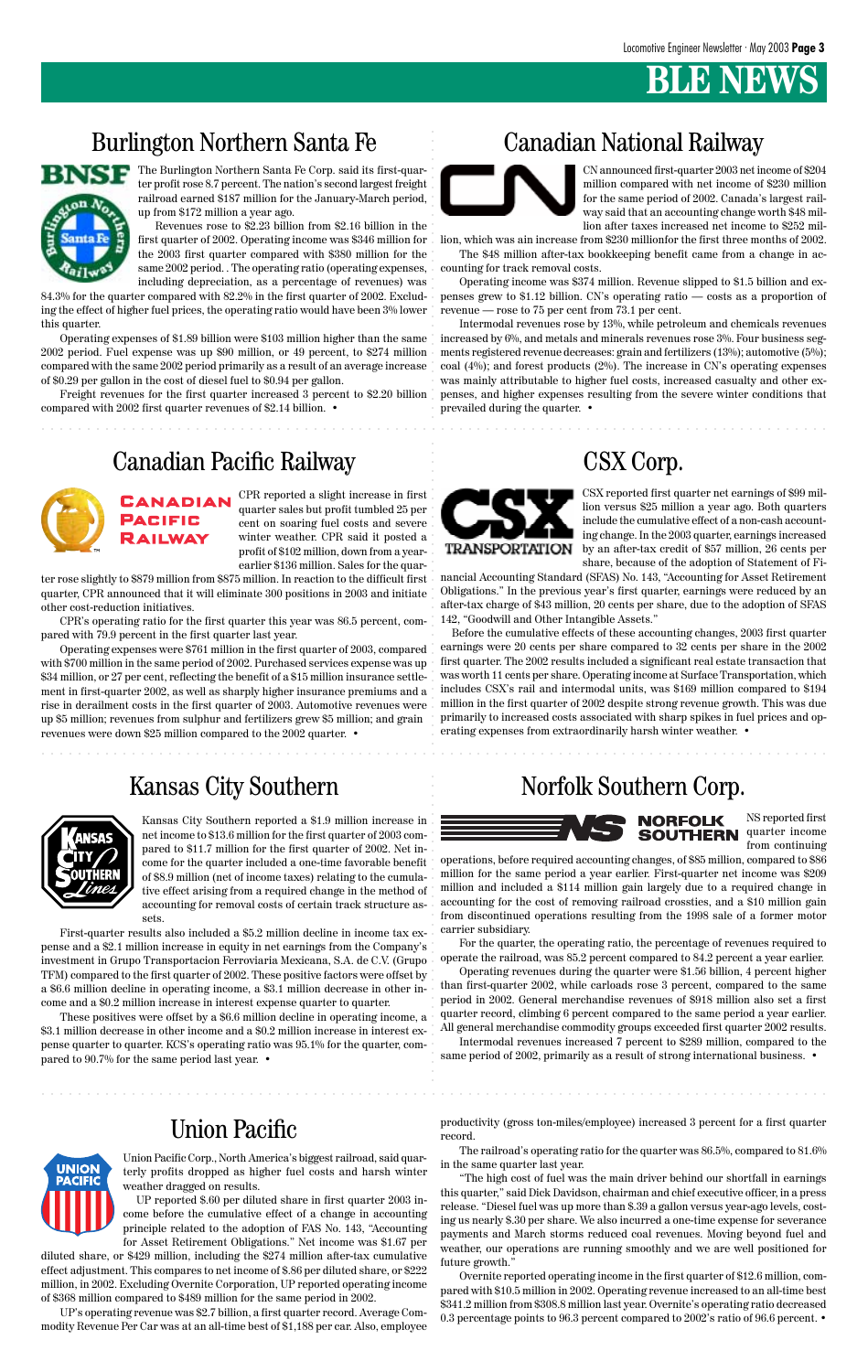# BLE NEWS

## Burlington Northern Santa Fe

The Burlington Northern Santa Fe Corp. said its first-quarter profit rose 8.7 percent. The nation's second largest freight railroad earned $187 million for the January-March period, up from $172 million a year ago.

Revenues rose to $2.23 billion from $2.16 billion in the first quarter of 2002. Operating income was $346 million for the 2003 first quarter compared with $380 million for the same 2002 period. . The operating ratio (operating expenses, including depreciation, as a percentage of revenues) was 84.3% for the quarter compared with 82.2% in the first quarter of 2002. Excluding the effect of higher fuel prices, the operating ratio would have been 3% lower this quarter.

Operating expenses of $1.89 billion were $103 million higher than the same 2002 period. Fuel expense was up $90 million, or 49 percent, to $274 million compared with the same 2002 period primarily as a result of an average increase of $0.29 per gallon in the cost of diesel fuel to $0.94 per gallon.

Freight revenues for the first quarter increased 3 percent to $2.20 billion compared with 2002 first quarter revenues of $2.14 billion. •

## Canadian National Railway

CN announced first-quarter 2003 net income of $204 million compared with net income of $230 million for the same period of 2002. Canada's largest railway said that an accounting change worth $48 million after taxes increased net income to $252 million, which was ain increase from $230 millionfor the first three months of 2002.

The $48 million after-tax bookkeeping benefit came from a change in accounting for track removal costs.

Operating income was $374 million. Revenue slipped to $1.5 billion and expenses grew to $1.12 billion. CN's operating ratio — costs as a proportion of revenue — rose to 75 per cent from 73.1 per cent.

Intermodal revenues rose by 13%, while petroleum and chemicals revenues increased by 6%, and metals and minerals revenues rose 3%. Four business segments registered revenue decreases: grain and fertilizers (13%); automotive (5%); coal (4%); and forest products (2%). The increase in CN's operating expenses was mainly attributable to higher fuel costs, increased casualty and other expenses, and higher expenses resulting from the severe winter conditions that prevailed during the quarter. •

## Canadian Pacific Railway

CPR reported a slight increase in first quarter sales but profit tumbled 25 per cent on soaring fuel costs and severe winter weather. CPR said it posted a profit of $102 million, down from a year-earlier $136 million. Sales for the quarter rose slightly to $879 million from $875 million. In reaction to the difficult first quarter, CPR announced that it will eliminate 300 positions in 2003 and initiate other cost-reduction initiatives.

CPR's operating ratio for the first quarter this year was 86.5 percent, compared with 79.9 percent in the first quarter last year.

Operating expenses were $761 million in the first quarter of 2003, compared with $700 million in the same period of 2002. Purchased services expense was up $34 million, or 27 per cent, reflecting the benefit of a $15 million insurance settlement in first-quarter 2002, as well as sharply higher insurance premiums and a rise in derailment costs in the first quarter of 2003. Automotive revenues were up $5 million; revenues from sulphur and fertilizers grew $5 million; and grain revenues were down $25 million compared to the 2002 quarter. •

## CSX Corp.

CSX reported first quarter net earnings of $99 million versus $25 million a year ago. Both quarters include the cumulative effect of a non-cash accounting change. In the 2003 quarter, earnings increased by an after-tax credit of $57 million, 26 cents per share, because of the adoption of Statement of Financial Accounting Standard (SFAS) No. 143, "Accounting for Asset Retirement Obligations." In the previous year's first quarter, earnings were reduced by an after-tax charge of $43 million, 20 cents per share, due to the adoption of SFAS 142, "Goodwill and Other Intangible Assets."

Before the cumulative effects of these accounting changes, 2003 first quarter earnings were 20 cents per share compared to 32 cents per share in the 2002 first quarter. The 2002 results included a significant real estate transaction that was worth 11 cents per share. Operating income at Surface Transportation, which includes CSX's rail and intermodal units, was $169 million compared to $194 million in the first quarter of 2002 despite strong revenue growth. This was due primarily to increased costs associated with sharp spikes in fuel prices and operating expenses from extraordinarily harsh winter weather. •

## Kansas City Southern

Kansas City Southern reported a $1.9 million increase in net income to $13.6 million for the first quarter of 2003 compared to $11.7 million for the first quarter of 2002. Net income for the quarter included a one-time favorable benefit of $8.9 million (net of income taxes) relating to the cumulative effect arising from a required change in the method of accounting for removal costs of certain track structure assets.

First-quarter results also included a $5.2 million decline in income tax expense and a $2.1 million increase in equity in net earnings from the Company's investment in Grupo Transportacion Ferroviaria Mexicana, S.A. de C.V. (Grupo TFM) compared to the first quarter of 2002. These positive factors were offset by a $6.6 million decline in operating income, a $3.1 million decrease in other income and a $0.2 million increase in interest expense quarter to quarter.

These positives were offset by a $6.6 million decline in operating income, a $3.1 million decrease in other income and a $0.2 million increase in interest expense quarter to quarter. KCS's operating ratio was 95.1% for the quarter, compared to 90.7% for the same period last year. •

## Norfolk Southern Corp.

NS reported first quarter income from continuing operations, before required accounting changes, of $85 million, compared to $86 million for the same period a year earlier. First-quarter net income was $209 million and included a $114 million gain largely due to a required change in accounting for the cost of removing railroad crossties, and a $10 million gain from discontinued operations resulting from the 1998 sale of a former motor carrier subsidiary.

For the quarter, the operating ratio, the percentage of revenues required to operate the railroad, was 85.2 percent compared to 84.2 percent a year earlier.

Operating revenues during the quarter were $1.56 billion, 4 percent higher than first-quarter 2002, while carloads rose 3 percent, compared to the same period in 2002. General merchandise revenues of $918 million also set a first quarter record, climbing 6 percent compared to the same period a year earlier. All general merchandise commodity groups exceeded first quarter 2002 results.

Intermodal revenues increased 7 percent to $289 million, compared to the same period of 2002, primarily as a result of strong international business. •

## Union Pacific

Union Pacific Corp., North America's biggest railroad, said quarterly profits dropped as higher fuel costs and harsh winter weather dragged on results.

UP reported $.60 per diluted share in first quarter 2003 income before the cumulative effect of a change in accounting principle related to the adoption of FAS No. 143, "Accounting for Asset Retirement Obligations." Net income was $1.67 per diluted share, or $429 million, including the $274 million after-tax cumulative effect adjustment. This compares to net income of $.86 per diluted share, or $222 million, in 2002. Excluding Overnite Corporation, UP reported operating income of $368 million compared to $489 million for the same period in 2002.

UP's operating revenue was $2.7 billion, a first quarter record. Average Commodity Revenue Per Car was at an all-time best of $1,188 per car. Also, employee productivity (gross ton-miles/employee) increased 3 percent for a first quarter record.

The railroad's operating ratio for the quarter was 86.5%, compared to 81.6% in the same quarter last year.

"The high cost of fuel was the main driver behind our shortfall in earnings this quarter," said Dick Davidson, chairman and chief executive officer, in a press release. "Diesel fuel was up more than $.39 a gallon versus year-ago levels, costing us nearly $.30 per share. We also incurred a one-time expense for severance payments and March storms reduced coal revenues. Moving beyond fuel and weather, our operations are running smoothly and we are well positioned for future growth."

Overnite reported operating income in the first quarter of $12.6 million, compared with $10.5 million in 2002. Operating revenue increased to an all-time best of $341.2 million from $308.8 million last year. Overnite's operating ratio decreased 0.3 percentage points to 96.3 percent compared to 2002's ratio of 96.6 percent. •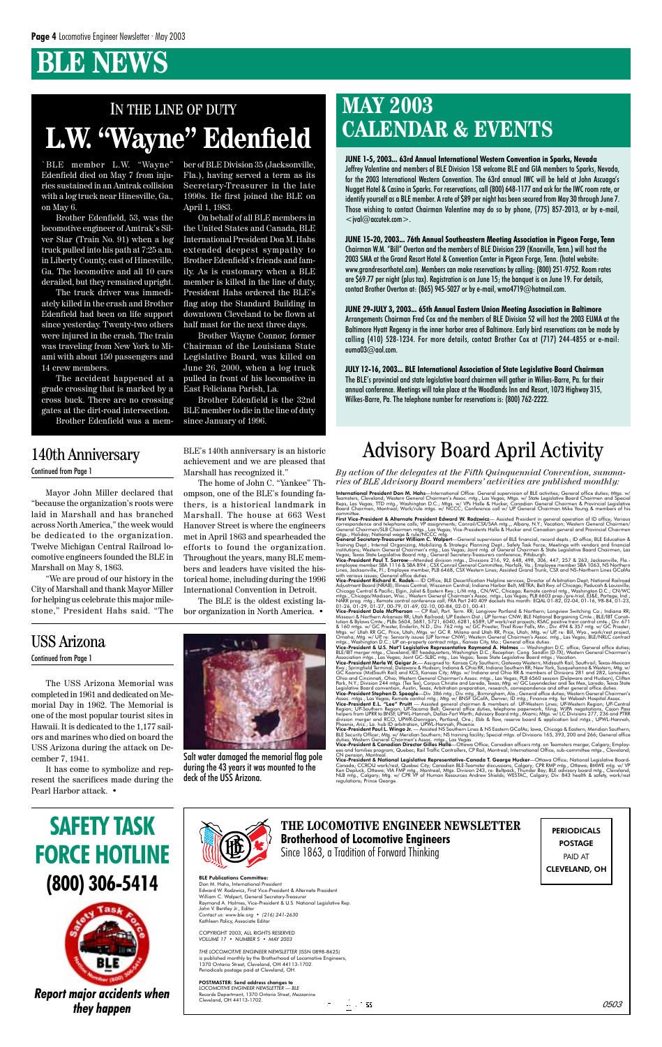# BLE NEWS

## IN THE LINE OF DUTY

# L.W. "Wayne" Edenfield

BLE member L.W. "Wayne" Edenfield died on May 7 from injuries sustained in an Amtrak collision with a log truck near Hinesville, Ga., on May 6.

Brother Edenfield, 53, was the locomotive engineer of Amtrak's Silver Star (Train No. 91) when a log truck pulled into his path at 7:25 a.m. in Liberty County, east of Hinesville, Ga. The locomotive and all 10 cars derailed, but they remained upright.

The truck driver was immediately killed in the crash and Brother Edenfield had been on life support since yesterday. Twenty-two others were injured in the crash. The train was traveling from New York to Miami with about 150 passengers and 14 crew members.

The accident happened at a grade crossing that is marked by a cross buck. There are no crossing gates at the dirt-road intersection.

Brother Edenfield was a member of BLE Division 35 (Jacksonville, Fla.), having served a term as its Secretary-Treasurer in the late 1990s. He first joined the BLE on April 1, 1983.

On behalf of all BLE members in the United States and Canada, BLE International President Don M. Hahs extended deepest sympathy to Brother Edenfield's friends and family. As is customary when a BLE member is killed in the line of duty, President Hahs ordered the BLE's flag atop the Standard Building in downtown Cleveland to be flown at half mast for the next three days.

Brother Wayne Connor, former Chairman of the Louisiana State Legislative Board, was killed on June 26, 2000, when a log truck pulled in front of his locomotive in East Feliciana Parish, La.

Brother Edenfield is the 32nd BLE member to die in the line of duty since January of 1996.

# MAY 2003 CALENDAR & EVENTS

**JUNE 1-5, 2003... 63rd Annual International Western Convention in Sparks, Nevada**
Jeffrey Valentine and members of BLE Division 158 welcome BLE and GIA members to Sparks, Nevada, for the 2003 International Western Convention. The 63rd annual IWC will be held at John Ascuaga's Nugget Hotel & Casino in Sparks. For reservations, call (800) 648-1177 and ask for the IWC room rate, or identify yourself as a BLE member. A rate of $89 per night has been secured from May 30 through June 7. Those wishing to contact Chairman Valentine may do so by phone, (775) 857-2013, or by e-mail, <jval@accutek.com>.

**JUNE 15-20, 2003... 76th Annual Southeastern Meeting Association in Pigeon Forge, Tenn**
Chairman W.M. "Bill" Overton and the members of BLE Division 239 (Knoxville, Tenn.) will host the 2003 SMA at the Grand Resort Hotel & Convention Center in Pigeon Forge, Tenn. (hotel website: www.grandresorthotel.com). Members can make reservations by calling: (800) 251-9752. Room rates are $69.77 per night (plus tax). Registration is on June 15; the banquet is on June 19. For details, contact Brother Overton at: (865) 945-5027 or by e-mail, wmo4719@hotmail.com.

**JUNE 29-JULY 3, 2003... 65th Annual Eastern Union Meeting Association in Baltimore**
Arrangements Chairman Fred Cox and the members of BLE Division 52 will host the 2003 EUMA at the Baltimore Hyatt Regency in the inner harbor area of Baltimore. Early bird reservations can be made by calling (410) 528-1234. For more details, contact Brother Cox at (717) 244-4855 or e-mail: euma03@aol.com.

**JULY 12-16, 2003... BLE International Association of State Legislative Board Chairman**
The BLE's provincial and state legislative board chairmen will gather in Wilkes-Barre, Pa. for their annual conference. Meetings will take place at the Woodlands Inn and Resort, 1073 Highway 315, Wilkes-Barre, Pa. The telephone number for reservations is: (800) 762-2222.

## 140th Anniversary

Continued from Page 1

Mayor John Miller declared that "because the organization's roots were laid in Marshall and has branched across North America," the week would be dedicated to the organization. Twelve Michigan Central Railroad locomotive engineers founded the BLE in Marshall on May 8, 1863.

"We are proud of our history in the City of Marshall and thank Mayor Miller for helping us celebrate this major milestone," President Hahs said. "The BLE's 140th anniversary is an historic achievement and we are pleased that Marshall has recognized it."

The home of John C. "Yankee" Thompson, one of the BLE's founding fathers, is a historical landmark in Marshall. The house at 663 West Hanover Street is where the engineers met in April 1863 and spearheaded the efforts to found the organization. Throughout the years, many BLE members and leaders have visited the historical home, including during the 1996 International Convention in Detroit.

The BLE is the oldest existing labor organization in North America. •

## USS Arizona

Continued from Page 1

The USS Arizona Memorial was completed in 1961 and dedicated on Memorial Day in 1962. The Memorial is one of the most popular tourist sites in Hawaii. It is dedicated to the 1,177 sailors and marines who died on board the USS Arizona during the attack on December 7, 1941.

It has come to symbolize and represent the sacrifices made during the Pearl Harbor attack. •

Salt water damaged the memorial flag pole during the 43 years it was mounted to the deck of the USS Arizona.

# Advisory Board April Activity

*By action of the delegates at the Fifth Quinquennial Convention, summaries of BLE Advisory Board members' activities are published monthly:*

**International President Don M. Hahs**—International Office: General supervision of BLE activities; General office duties; Mtgs. w/ Teamsters, Cleveland; Western General Chairmen's Assoc. mtg., Las Vegas; Mtgs. w/ State Legislative Board Chairmen and Special Reps, Las Vegas; TTD mtg., Washington D.C.; Mtgs. w/ VPs Halle & Hucker, Canadian General Chairmen & Provincial Legislative Board Chairmen, Montreal; Work/rule mtgs. w/ NCCC; Conference call w/ UP General Chairman Mike Young & members of his committee.

**First Vice-President & Alternate President Edward W. Rodzwicz**— Assisted President in general operation of ID office; Various correspondence and telephone calls; VP assignments; Conrail/CSX/SAA mtg.,, Albany, N.Y.; Vacation; Western General Chairmen/ General Chairmen/SLB Chairmen mtgs., Las Vegas; Vice-Presidents Halle & Hucker and Canadian general and Provincial Chairmen mtgs.; Holiday; National wage & rule/NCCC mtg.

**General Secretary-Treasurer William C. Walpert**—General supervision of BLE financial, record depts.; ID office; BLE Education & Training Dept.; Internal Organizing, Mobilizing & Strategic Planning Dept.; Safety Task Force; Meetings with vendors and financial institutions; Western General Chairmen's mtg., Las Vegas; Joint mtg. of General Chairmen & State Legislative Board Chairmen, Las Vegas; Texas State Legislative Board mtg.; General Secretary-Treasurers conference, Pittsburgh.

**Vice-President Paul T. Sorrow**—Attended division mtgs., Divisions 216, 92, 648, 498, 306, 447, 257 & 263, Jacksonville, Fla.-employee member SBA 1116 & SBA 894 ; CSX Conrail General Committee, Norfolk, Va.; Employee member SBA 1063, NS Northern Lines, Jacksonville, Fl.; Employee member, PLB 6468, CSX Western Lines; Assisted Grand Trunk, CSX and NS-Northern Lines GCofAs with various issues; General office duties.

**Vice-President Richard K. Radek**— ID Office; BLE Decertification Helpline services; Director of Arbitration Dept; National Railroad Adjustment Board (NRAB); Illinois Central; Wisconsin Central; Indiana Harbor Belt, METRA; Belt Rwy. of Chicago; Paducah & Louisville; Chicago Central & Pacific; Elgin, Joliet & Eastern Rwy.; L/M mtg., CN/WC, Chicago; Remote control mtg., Washington D.C.; CN/WC mtgs., Chicago/Madison, Wisc.; Western General Chairman's Assoc. mtgs., Las Vegas; PLB 6603 prep./pre-trial, EJ&E, Portage, Ind.; NARR prep. mtg.; Remote control conference call; FRA Part 240.409 dockets this month: EQAL 01-82, 02-04, 01-16, 98-84, 01-23, 01-26, 01-29, 01-27, 00-79, 01-69, 02-10, 00-84, 02-01, 00-41.

**Vice-President Dale McPherson** — CP Rail, Port. Term. RR; Longview Portland & Northern; Longview Switching Co.; Indiana RR; Missouri & Northern Arkansas RR; Utah Railroad; UP Eastern Dist.; UP former CNW; BLE National Bargaining Cmte.; BLE/IBT Constitution & Bylaws Cmte.; PLBs 5604, 5681, 5721, 6040, 6281, 6589; UP work/rest projects; RSAC positive train control cmte.; Div. 671 & 160 mtgs. w/ GC Priester, Enderlin, N.D.; Div. 762 mtg. w/ GC Priester, Thief River Falls, Mn.; Div. 494 & 357 mtg. w/ GC Priester; Mtgs. w/ Utah RR GC, Price, Utah; Mtgs. w/ GC R. Milano and Utah RR, Price, Utah; Mtg. w/ UP, re: Bill, Wyo., work/rest project, Omaha; Mtg. w/ UP re: Seniority issues (UP former CNW); Western General Chairmen's Assoc. mtg., Las Vegas; BLE/NRLC contract mtgs., Washington D.C.; UP on-property contract mtgs., Kansas City, Mo.; General office duties.

**Vice-President & U.S. Nat'l Legislative Representative Raymond A. Holmes** — Washington D.C. office; General office duties; BLE/IBT merger mtgs., Cleveland; IBT headquarters, Washington D.C.; Reception: Cong. Sandlin (D-TX); Western General Chairmen's Association mtgs., Las Vegas; Joint GC-SLBC mtg., Las Vegas; Texas State Legislative Board mtgs.; Vacation.

**Vice-President Merle W. Geiger Jr.**— Assigned to: Kansas City Southern; Gateway Western; Midsouth Rail; Southrail; Texas-Mexican Rwy.; Springfield Terminal; Delaware & Hudson; Indiana & Ohio RR; Indiana Southern RR; New York, Susquehanna & Western; Mtg. w/ GC Kaonce (MidSouth Rail) and KCS, Kansas City; Mtgs. w/ Indiana and Ohio RR & members of Divisions 281 and 282, Lancaster, Ohio and Cincinnati, Ohio; Western General Chairmen's Assoc. mtgs., Las Vegas; PLB 6560 session (Delaware and Hudson), Clifton Park, N.Y.; Division 244 mtgs. (Tex Tex), Corpus Christie and Laredo, Texas; Mtg. w/ GC Leyendecker and Tex Mex, Laredo; Texas State Legislative Board convention, Austin, Texas; Arbitration preparation, research, correspondence and other general office duties.

**Vice-President Stephen D. Speagle**—Div. 386 mtg.; Div. mtg., Birmingham, Ala.; General office duties; Western General Chairmen's Assoc. mtgs., Las Vegas; Remote control mtg.; Mtg. w/ BNSF GCofA, Denver; ID mtg.; Finance mtg. for Wabash Hospital Assoc.

**Vice-President E.L. "Lee" Pruitt** — Assisted general chairmen & members of: UP-Western Lines; UP-Western Region; UP-Central Region; UP-Southern Region; UP-Tacoma Belt; General office duties, telephone paperwork, filing; WJPA negotiations, Cajon Pass helpers from UPRR to BNSF; UPWL-Hannah, Dallas-Fort Worth; Advisory Board mtg., Miami; Mtgs. w/ LC Divisions 277, 236 and PTRR division merger and RCO, UPWR-Donnigan, Portland, Ore.; Ebb & flow, reserve board & application bid mtgs., UPWL-Hannah, Phoenix, Ariz.; L.A. hub ID arbitration, UPWL-Hannah, Phoenix.

**Vice-President Paul L. Wingo Jr.** — Assisted NS Southern Lines & NS Eastern GCofAs; Iowa, Chicago & Eastern; Meridian Southern; BLE Security Officer; Mtg. w/ Meridian Southern; NS training facility; Special mtgs. of Divisions 165, 393, 200 and 266; General office duties; Western General Chairman's Assoc. mtgs., Las Vegas.

**Vice-President & Canadian Director Gilles Hallé**—Ottawa Office; Canadian officers mtg. on Teamsters merger; Calgary; Employees and families program, Quebec; Rail Traffic Controllers, CP Rail, Montreal; International Office, sub-committee mtgs., Cleveland; CN pension, Montreal.

**Vice-President & National Legislative Representative-Canada T. George Hucker**—Ottawa Office; National Legislative Board-Canada; CCROU work/rest, Quebec City; Canadian BLE-Teamster discussions, Calgary; CPR RMP mtg., Ottawa; BMWE mtg. w/ VP Ken Deptuck, Ottawa; VIA FMP mtg., Montreal; Mtgs. Division 243, re: Beltpack, Thunder Bay; BLE advisory board mtg., Cleveland; NLB mtg., Calgary; Mtg. w/ CPR VP of Human Resources Andrew Shields; WESTAC, Calgary; Div. 843 health & safety, work/rest regulations, Prince George.

# SAFETY TASK FORCE HOTLINE
# (800) 306-5414

***Report major accidents when they happen***

**THE LOCOMOTIVE ENGINEER NEWSLETTER**
**Brotherhood of Locomotive Engineers**
Since 1863, a Tradition of Forward Thinking

**PERIODICALS POSTAGE**
PAID AT
**CLEVELAND, OH**

**BLE Publications Committee:**
Don M. Hahs, International President
Edward W. Rodzwicz, First Vice-President & Alternate President
William C. Walpert, General Secretary-Treasurer
Raymond A. Holmes, Vice-President & U.S. National Legislative Rep.
John V. Bentley Jr., Editor
*Contact us: www.ble.org • (216) 241-2630*
Kathleen Policy, Associate Editor

COPYRIGHT 2003, ALL RIGHTS RESERVED
*VOLUME 17 • NUMBER 5 • MAY 2003*

*THE LOCOMOTIVE ENGINEER NEWSLETTER* (ISSN 0898-8625) is published monthly by the Brotherhood of Locomotive Engineers, 1370 Ontario Street, Cleveland, OH 44113-1702. Periodicals postage paid at Cleveland, OH.

**POSTMASTER: Send address changes to**
*LOCOMOTIVE ENGINEER NEWSLETTER* — BLE
Records Department, 1370 Ontario Street, Mezzanine
Cleveland, OH 44113-1702.

0503